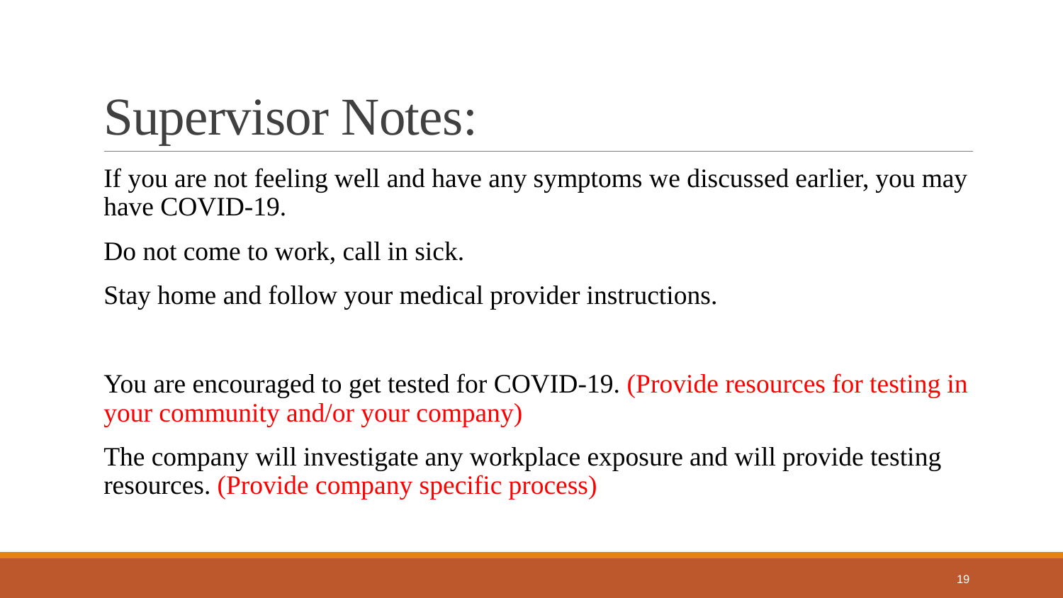# Supervisor Notes:

If you are not feeling well and have any symptoms we discussed earlier, you may have COVID-19.

Do not come to work, call in sick.

Stay home and follow your medical provider instructions.

You are encouraged to get tested for COVID-19. (Provide resources for testing in your community and/or your company)

The company will investigate any workplace exposure and will provide testing resources. (Provide company specific process)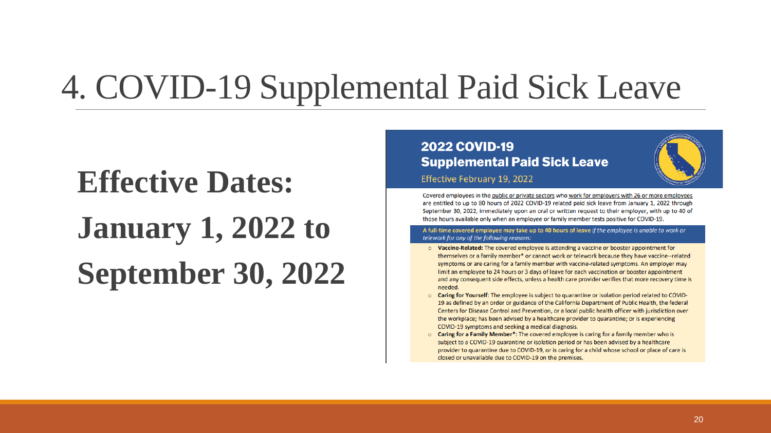# 4. COVID-19 Supplemental Paid Sick Leave

**Effective Dates:**

**January 1, 2022 to September 30, 2022**

## 2022 COVID-19 Supplemental Paid Sick Leave

Effective February 19, 2022

Covered employees in the public or private sectors who work for employers with 26 or more employees are entitled to up to 80 hours of 2022 COVID-19 related paid sick leave from January 1, 2022 through September 30, 2022, immediately upon an oral or written request to their employer, with up to 40 of those hours available only when an employee or family member tests positive for COVID-19.

**A full-time covered employee may take up to 40 hours of leave** *if the employee is unable to work or telework for any of the following reasons:*

- **Vaccine-Related:** The covered employee is attending a vaccine or booster appointment for themselves or a family member* or cannot work or telework because they have vaccine--related symptoms or are caring for a family member with vaccine-related symptoms. An employer may limit an employee to 24 hours or 3 days of leave for each vaccination or booster appointment and any consequent side effects, unless a health care provider verifies that more recovery time is needed.
- **Caring for Yourself**: The employee is subject to quarantine or isolation period related to COVID-19 as defined by an order or guidance of the California Department of Public Health, the federal Centers for Disease Control and Prevention, or a local public health officer with jurisdiction over the workplace; has been advised by a healthcare provider to quarantine; or is experiencing COVID-19 symptoms and seeking a medical diagnosis.
- **Caring for a Family Member***: The covered employee is caring for a family member who is subject to a COVID-19 quarantine or isolation period or has been advised by a healthcare provider to quarantine due to COVID-19, or is caring for a child whose school or place of care is closed or unavailable due to COVID-19 on the premises.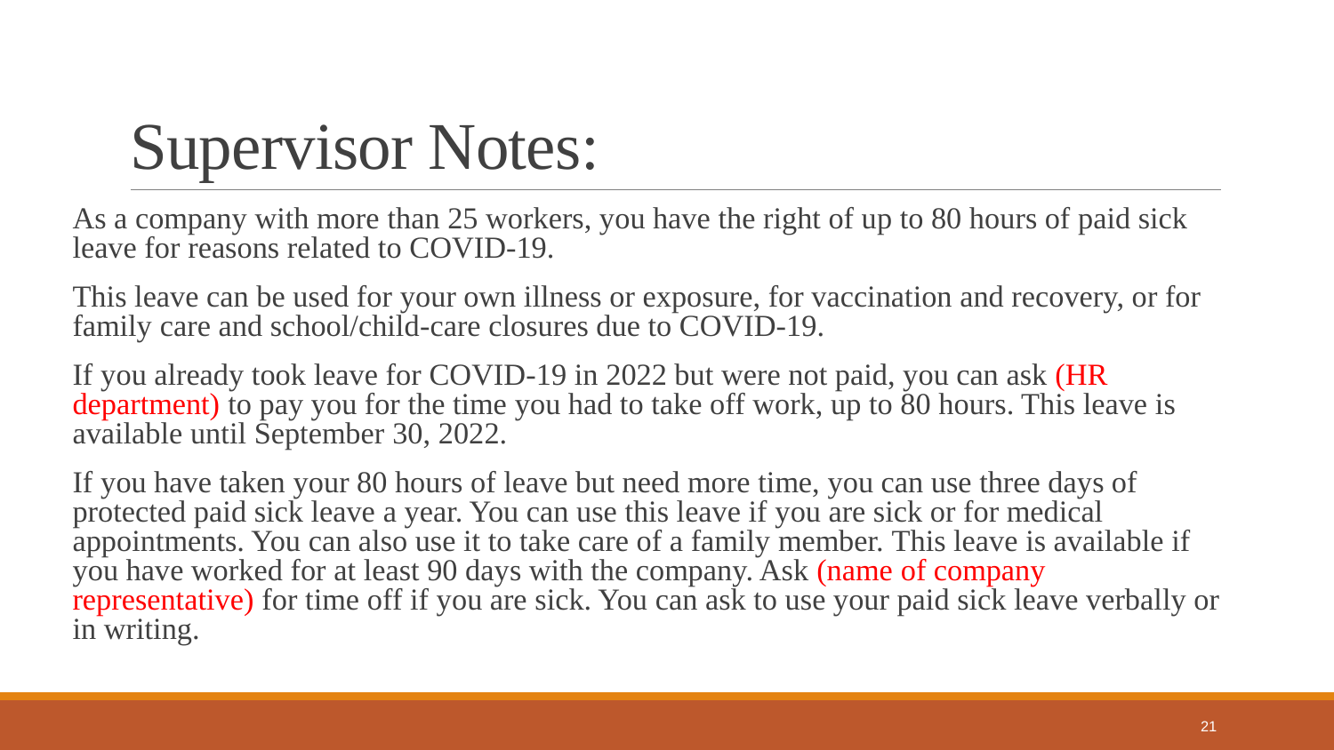# Supervisor Notes:

As a company with more than 25 workers, you have the right of up to 80 hours of paid sick leave for reasons related to COVID-19.

This leave can be used for your own illness or exposure, for vaccination and recovery, or for family care and school/child-care closures due to COVID-19.

If you already took leave for COVID-19 in 2022 but were not paid, you can ask (HR department) to pay you for the time you had to take off work, up to 80 hours. This leave is available until September 30, 2022.

If you have taken your 80 hours of leave but need more time, you can use three days of protected paid sick leave a year. You can use this leave if you are sick or for medical appointments. You can also use it to take care of a family member. This leave is available if you have worked for at least 90 days with the company. Ask (name of company representative) for time off if you are sick. You can ask to use your paid sick leave verbally or in writing.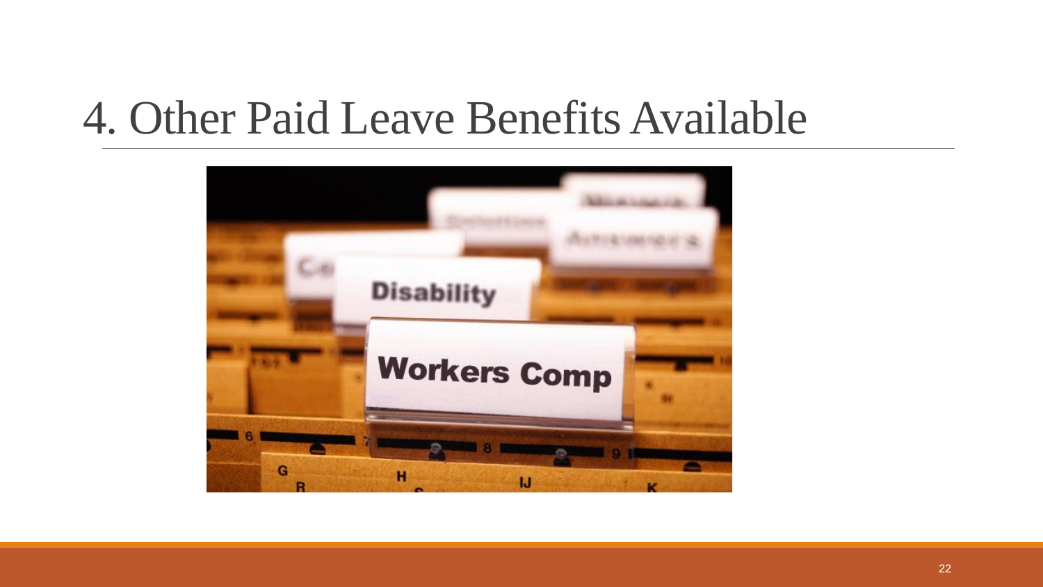# 4. Other Paid Leave Benefits Available